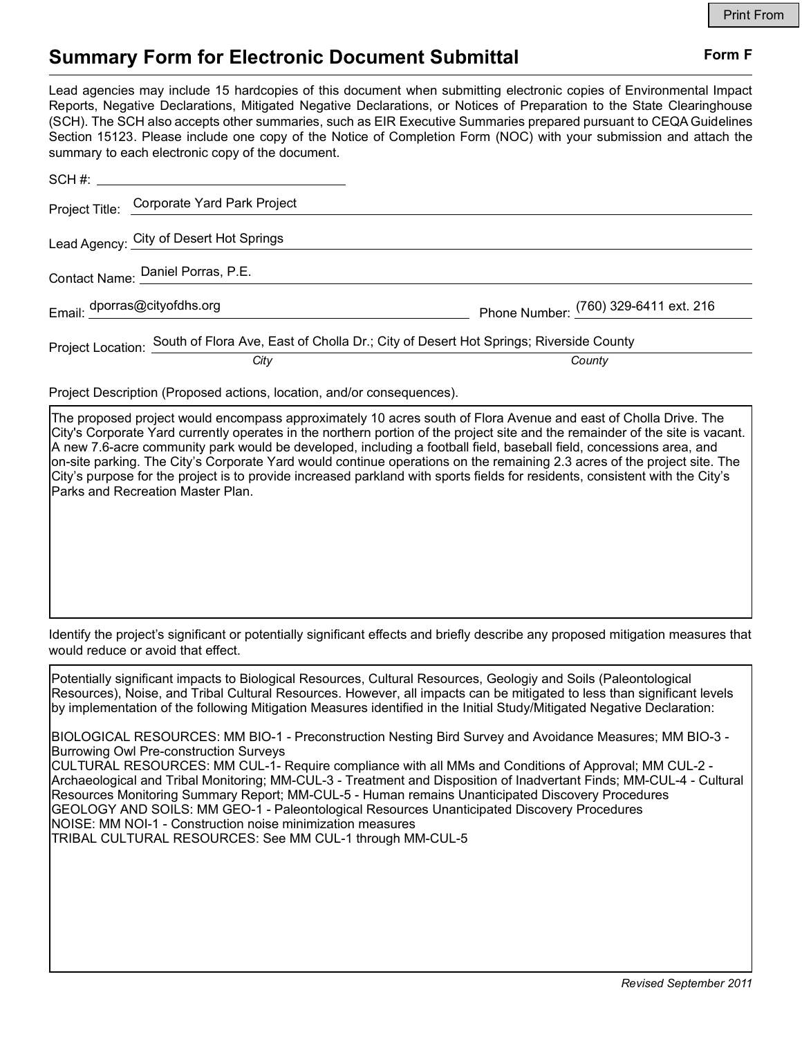Print From

# Summary Form for Electronic Document Submittal

**Form F**

Lead agencies may include 15 hardcopies of this document when submitting electronic copies of Environmental Impact Reports, Negative Declarations, Mitigated Negative Declarations, or Notices of Preparation to the State Clearinghouse (SCH). The SCH also accepts other summaries, such as EIR Executive Summaries prepared pursuant to CEQA Guidelines Section 15123. Please include one copy of the Notice of Completion Form (NOC) with your submission and attach the summary to each electronic copy of the document.

SCH #: ________________

Project Title: Corporate Yard Park Project

Lead Agency: City of Desert Hot Springs

Contact Name: Daniel Porras, P.E.

Email: dporras@cityofdhs.org

Phone Number: (760) 329-6411 ext. 216

Project Location: South of Flora Ave, East of Cholla Dr.; City of Desert Hot Springs; Riverside County

*City* *County*

Project Description (Proposed actions, location, and/or consequences).

The proposed project would encompass approximately 10 acres south of Flora Avenue and east of Cholla Drive. The City's Corporate Yard currently operates in the northern portion of the project site and the remainder of the site is vacant. A new 7.6-acre community park would be developed, including a football field, baseball field, concessions area, and on-site parking. The City's Corporate Yard would continue operations on the remaining 2.3 acres of the project site. The City's purpose for the project is to provide increased parkland with sports fields for residents, consistent with the City's Parks and Recreation Master Plan.

Identify the project's significant or potentially significant effects and briefly describe any proposed mitigation measures that would reduce or avoid that effect.

Potentially significant impacts to Biological Resources, Cultural Resources, Geologiy and Soils (Paleontological Resources), Noise, and Tribal Cultural Resources. However, all impacts can be mitigated to less than significant levels by implementation of the following Mitigation Measures identified in the Initial Study/Mitigated Negative Declaration:

BIOLOGICAL RESOURCES: MM BIO-1 - Preconstruction Nesting Bird Survey and Avoidance Measures; MM BIO-3 - Burrowing Owl Pre-construction Surveys
CULTURAL RESOURCES: MM CUL-1- Require compliance with all MMs and Conditions of Approval; MM CUL-2 - Archaeological and Tribal Monitoring; MM-CUL-3 - Treatment and Disposition of Inadvertant Finds; MM-CUL-4 - Cultural Resources Monitoring Summary Report; MM-CUL-5 - Human remains Unanticipated Discovery Procedures
GEOLOGY AND SOILS: MM GEO-1 - Paleontological Resources Unanticipated Discovery Procedures
NOISE: MM NOI-1 - Construction noise minimization measures
TRIBAL CULTURAL RESOURCES: See MM CUL-1 through MM-CUL-5

*Revised September 2011*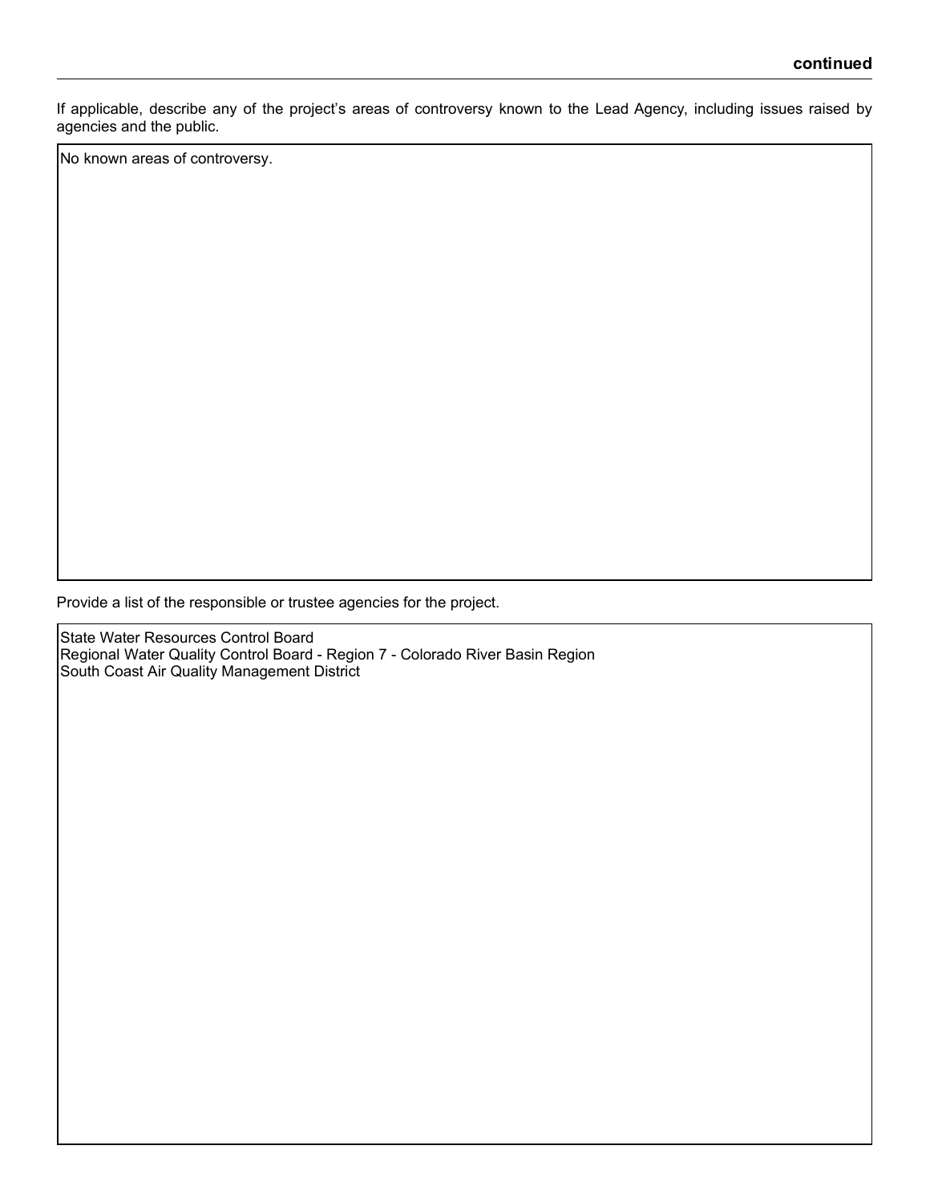**continued**

If applicable, describe any of the project's areas of controversy known to the Lead Agency, including issues raised by agencies and the public.

No known areas of controversy.

Provide a list of the responsible or trustee agencies for the project.

State Water Resources Control Board
Regional Water Quality Control Board - Region 7 - Colorado River Basin Region
South Coast Air Quality Management District